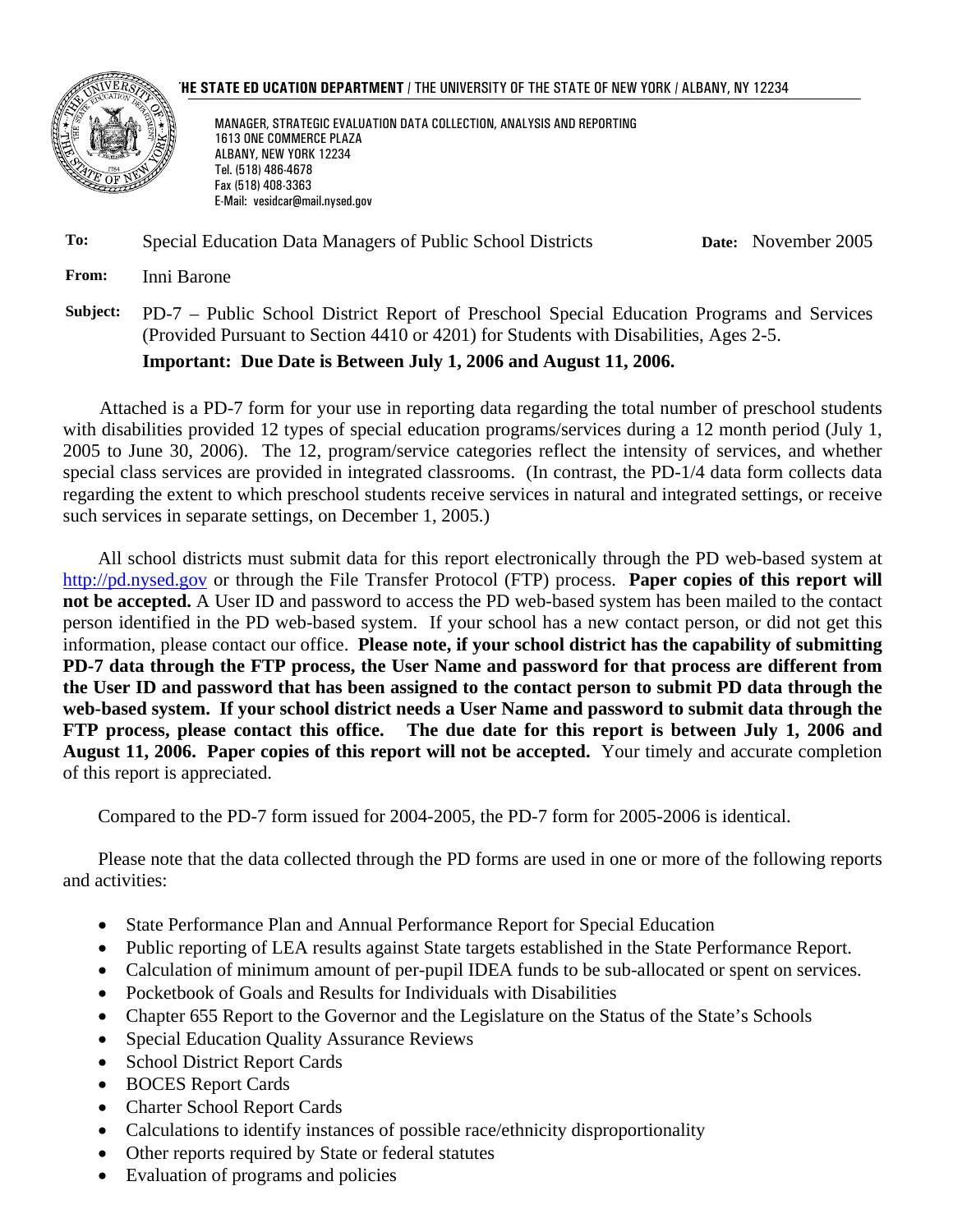**THE STATE EDUCATION DEPARTMENT** / THE UNIVERSITY OF THE STATE OF NEW YORK / ALBANY, NY 12234

MANAGER, STRATEGIC EVALUATION DATA COLLECTION, ANALYSIS AND REPORTING
1613 ONE COMMERCE PLAZA
ALBANY, NEW YORK 12234
Tel. (518) 486-4678
Fax (518) 408-3363
E-Mail: vesidcar@mail.nysed.gov

**To:** Special Education Data Managers of Public School Districts **Date:** November 2005

**From:** Inni Barone

**Subject:** PD-7 – Public School District Report of Preschool Special Education Programs and Services (Provided Pursuant to Section 4410 or 4201) for Students with Disabilities, Ages 2-5.

**Important: Due Date is Between July 1, 2006 and August 11, 2006.**

Attached is a PD-7 form for your use in reporting data regarding the total number of preschool students with disabilities provided 12 types of special education programs/services during a 12 month period (July 1, 2005 to June 30, 2006). The 12, program/service categories reflect the intensity of services, and whether special class services are provided in integrated classrooms. (In contrast, the PD-1/4 data form collects data regarding the extent to which preschool students receive services in natural and integrated settings, or receive such services in separate settings, on December 1, 2005.)

All school districts must submit data for this report electronically through the PD web-based system at http://pd.nysed.gov or through the File Transfer Protocol (FTP) process. **Paper copies of this report will not be accepted.** A User ID and password to access the PD web-based system has been mailed to the contact person identified in the PD web-based system. If your school has a new contact person, or did not get this information, please contact our office. **Please note, if your school district has the capability of submitting PD-7 data through the FTP process, the User Name and password for that process are different from the User ID and password that has been assigned to the contact person to submit PD data through the web-based system. If your school district needs a User Name and password to submit data through the FTP process, please contact this office. The due date for this report is between July 1, 2006 and August 11, 2006. Paper copies of this report will not be accepted.** Your timely and accurate completion of this report is appreciated.

Compared to the PD-7 form issued for 2004-2005, the PD-7 form for 2005-2006 is identical.

Please note that the data collected through the PD forms are used in one or more of the following reports and activities:

- State Performance Plan and Annual Performance Report for Special Education
- Public reporting of LEA results against State targets established in the State Performance Report.
- Calculation of minimum amount of per-pupil IDEA funds to be sub-allocated or spent on services.
- Pocketbook of Goals and Results for Individuals with Disabilities
- Chapter 655 Report to the Governor and the Legislature on the Status of the State's Schools
- Special Education Quality Assurance Reviews
- School District Report Cards
- BOCES Report Cards
- Charter School Report Cards
- Calculations to identify instances of possible race/ethnicity disproportionality
- Other reports required by State or federal statutes
- Evaluation of programs and policies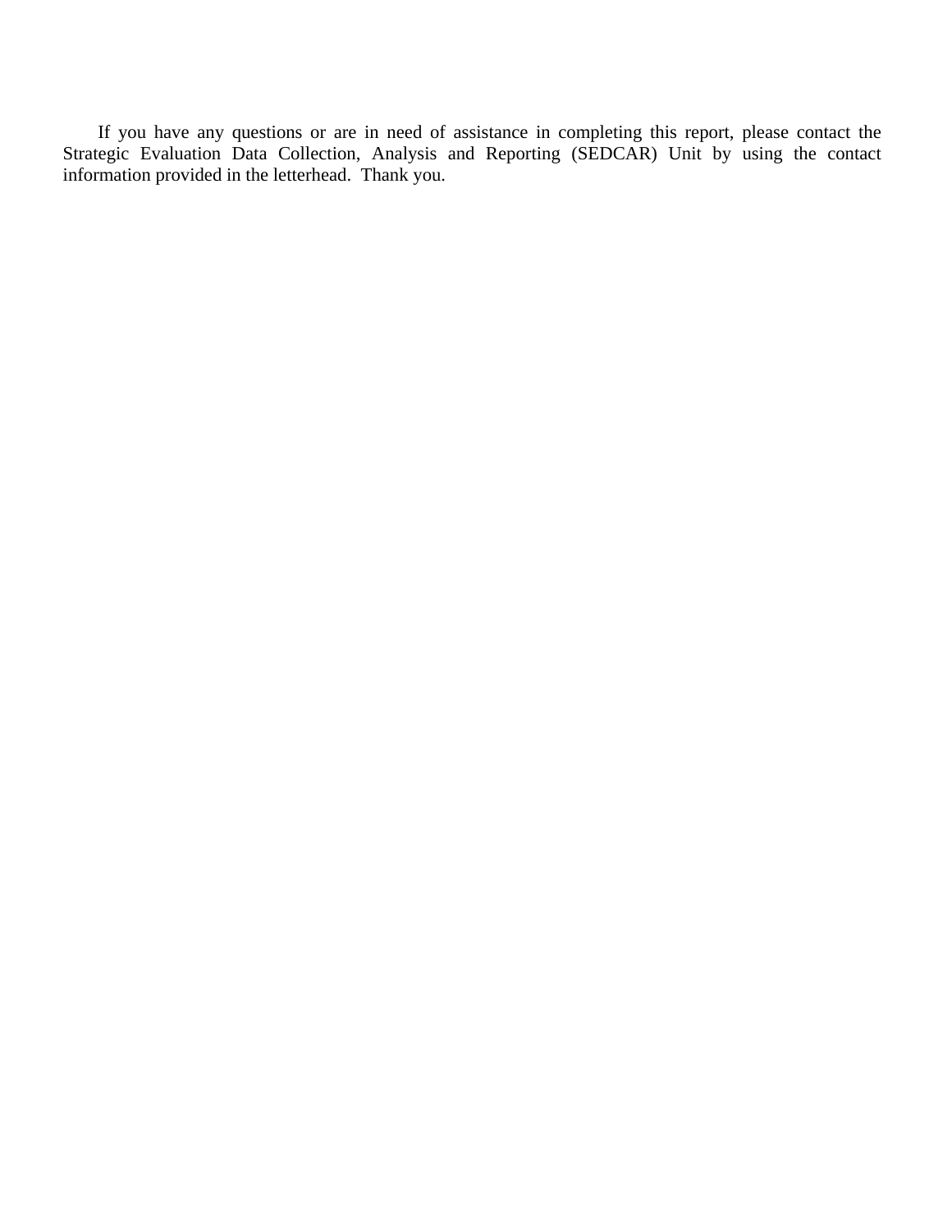If you have any questions or are in need of assistance in completing this report, please contact the Strategic Evaluation Data Collection, Analysis and Reporting (SEDCAR) Unit by using the contact information provided in the letterhead. Thank you.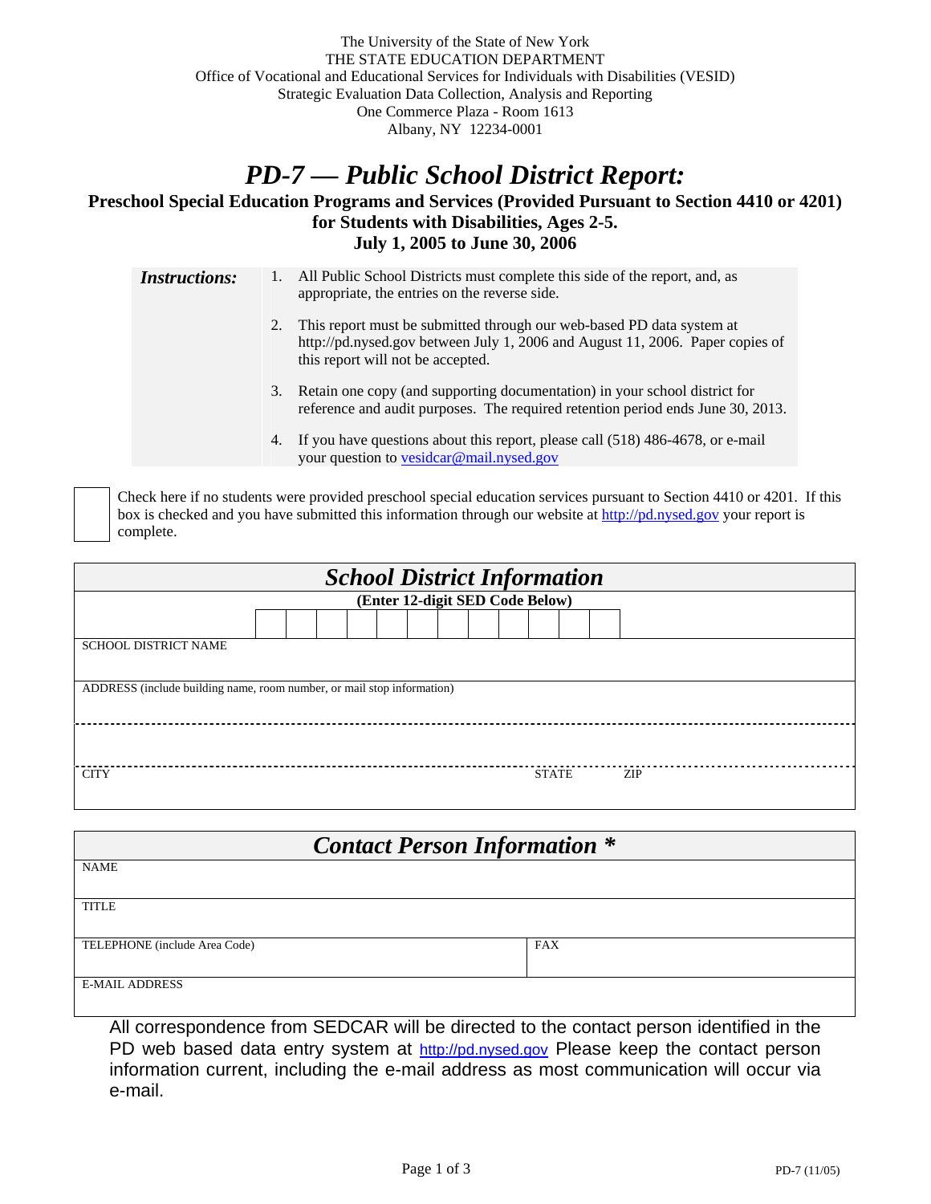The University of the State of New York
THE STATE EDUCATION DEPARTMENT
Office of Vocational and Educational Services for Individuals with Disabilities (VESID)
Strategic Evaluation Data Collection, Analysis and Reporting
One Commerce Plaza - Room 1613
Albany, NY 12234-0001

# *PD-7 — Public School District Report:*

**Preschool Special Education Programs and Services (Provided Pursuant to Section 4410 or 4201) for Students with Disabilities, Ages 2-5.**
**July 1, 2005 to June 30, 2006**

***Instructions:***

1. All Public School Districts must complete this side of the report, and, as appropriate, the entries on the reverse side.
2. This report must be submitted through our web-based PD data system at http://pd.nysed.gov between July 1, 2006 and August 11, 2006. Paper copies of this report will not be accepted.
3. Retain one copy (and supporting documentation) in your school district for reference and audit purposes. The required retention period ends June 30, 2013.
4. If you have questions about this report, please call (518) 486-4678, or e-mail your question to vesidcar@mail.nysed.gov

☐ Check here if no students were provided preschool special education services pursuant to Section 4410 or 4201. If this box is checked and you have submitted this information through our website at http://pd.nysed.gov your report is complete.

## *School District Information*

**(Enter 12-digit SED Code Below)**

| | | | | | | | | | | | |
|---|---|---|---|---|---|---|---|---|---|---|---|
| | | | | | | | | | | | |

SCHOOL DISTRICT NAME

ADDRESS (include building name, room number, or mail stop information)

CITY                    STATE                    ZIP

## *Contact Person Information \**

NAME

TITLE

TELEPHONE (include Area Code)                    FAX

E-MAIL ADDRESS

All correspondence from SEDCAR will be directed to the contact person identified in the PD web based data entry system at http://pd.nysed.gov Please keep the contact person information current, including the e-mail address as most communication will occur via e-mail.

PD-7 (11/05)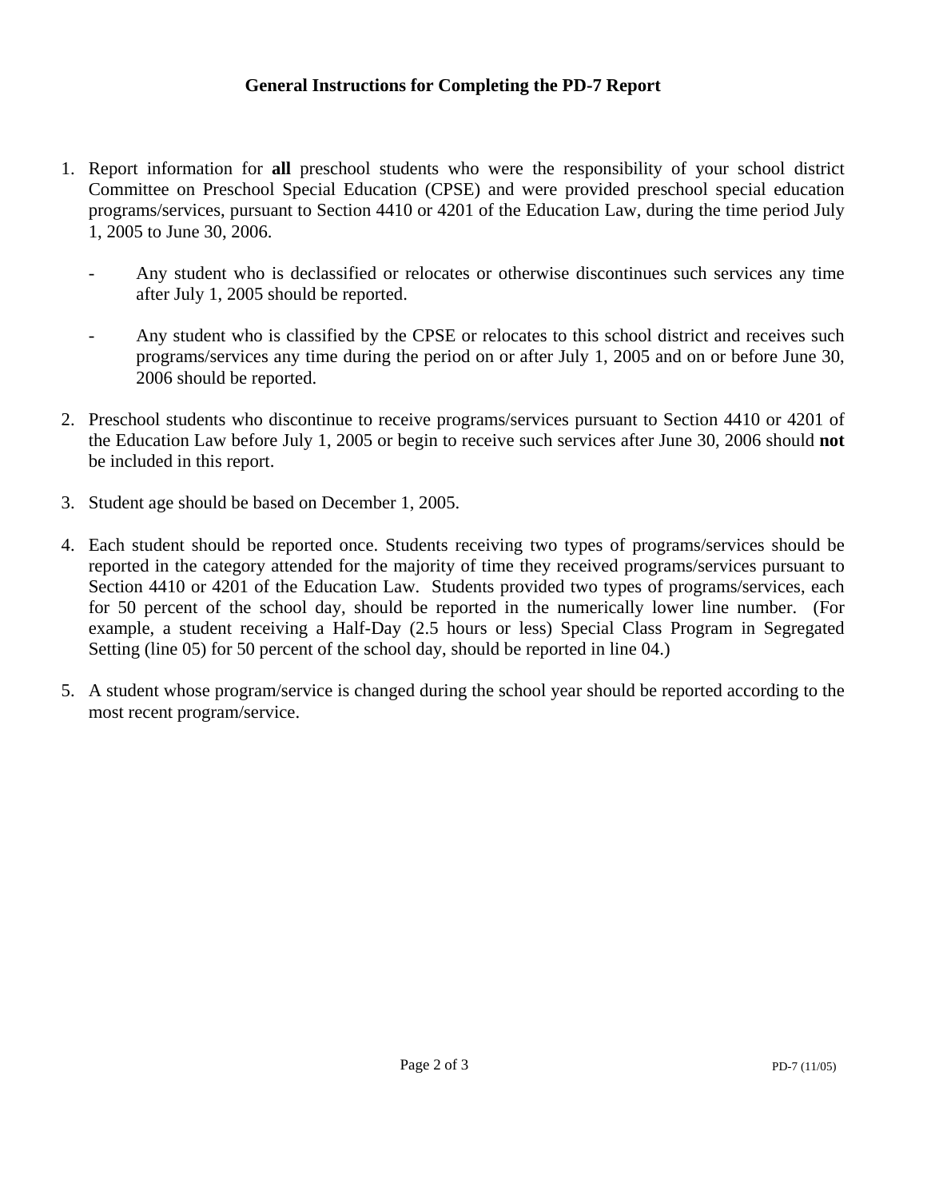# General Instructions for Completing the PD-7 Report

1. Report information for **all** preschool students who were the responsibility of your school district Committee on Preschool Special Education (CPSE) and were provided preschool special education programs/services, pursuant to Section 4410 or 4201 of the Education Law, during the time period July 1, 2005 to June 30, 2006.

   - Any student who is declassified or relocates or otherwise discontinues such services any time after July 1, 2005 should be reported.

   - Any student who is classified by the CPSE or relocates to this school district and receives such programs/services any time during the period on or after July 1, 2005 and on or before June 30, 2006 should be reported.

2. Preschool students who discontinue to receive programs/services pursuant to Section 4410 or 4201 of the Education Law before July 1, 2005 or begin to receive such services after June 30, 2006 should **not** be included in this report.

3. Student age should be based on December 1, 2005.

4. Each student should be reported once. Students receiving two types of programs/services should be reported in the category attended for the majority of time they received programs/services pursuant to Section 4410 or 4201 of the Education Law. Students provided two types of programs/services, each for 50 percent of the school day, should be reported in the numerically lower line number. (For example, a student receiving a Half-Day (2.5 hours or less) Special Class Program in Segregated Setting (line 05) for 50 percent of the school day, should be reported in line 04.)

5. A student whose program/service is changed during the school year should be reported according to the most recent program/service.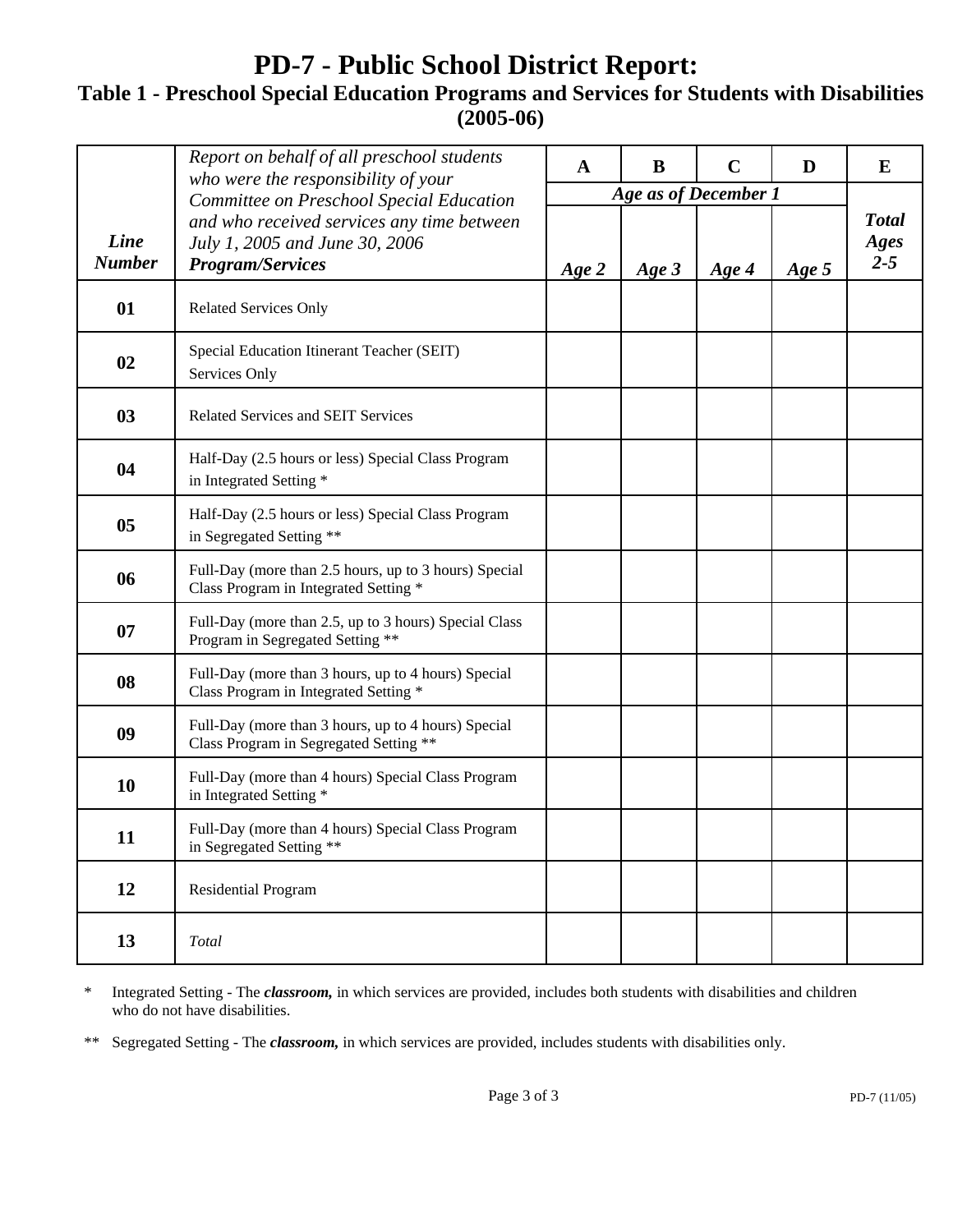# PD-7 - Public School District Report:

## Table 1 - Preschool Special Education Programs and Services for Students with Disabilities (2005-06)

| *Line Number* | *Report on behalf of all preschool students who were the responsibility of your Committee on Preschool Special Education and who received services any time between July 1, 2005 and June 30, 2006* ***Program/Services*** | A | B | C | D | E |
|---|---|---|---|---|---|---|
| | | *Age as of December 1* | | | | *Total Ages 2-5* |
| | | *Age 2* | *Age 3* | *Age 4* | *Age 5* | |
| **01** | Related Services Only | | | | | |
| **02** | Special Education Itinerant Teacher (SEIT) Services Only | | | | | |
| **03** | Related Services and SEIT Services | | | | | |
| **04** | Half-Day (2.5 hours or less) Special Class Program in Integrated Setting * | | | | | |
| **05** | Half-Day (2.5 hours or less) Special Class Program in Segregated Setting ** | | | | | |
| **06** | Full-Day (more than 2.5 hours, up to 3 hours) Special Class Program in Integrated Setting * | | | | | |
| **07** | Full-Day (more than 2.5, up to 3 hours) Special Class Program in Segregated Setting ** | | | | | |
| **08** | Full-Day (more than 3 hours, up to 4 hours) Special Class Program in Integrated Setting * | | | | | |
| **09** | Full-Day (more than 3 hours, up to 4 hours) Special Class Program in Segregated Setting ** | | | | | |
| **10** | Full-Day (more than 4 hours) Special Class Program in Integrated Setting * | | | | | |
| **11** | Full-Day (more than 4 hours) Special Class Program in Segregated Setting ** | | | | | |
| **12** | Residential Program | | | | | |
| **13** | *Total* | | | | | |

\* Integrated Setting - The ***classroom,*** in which services are provided, includes both students with disabilities and children who do not have disabilities.

\** Segregated Setting - The ***classroom,*** in which services are provided, includes students with disabilities only.

PD-7 (11/05)